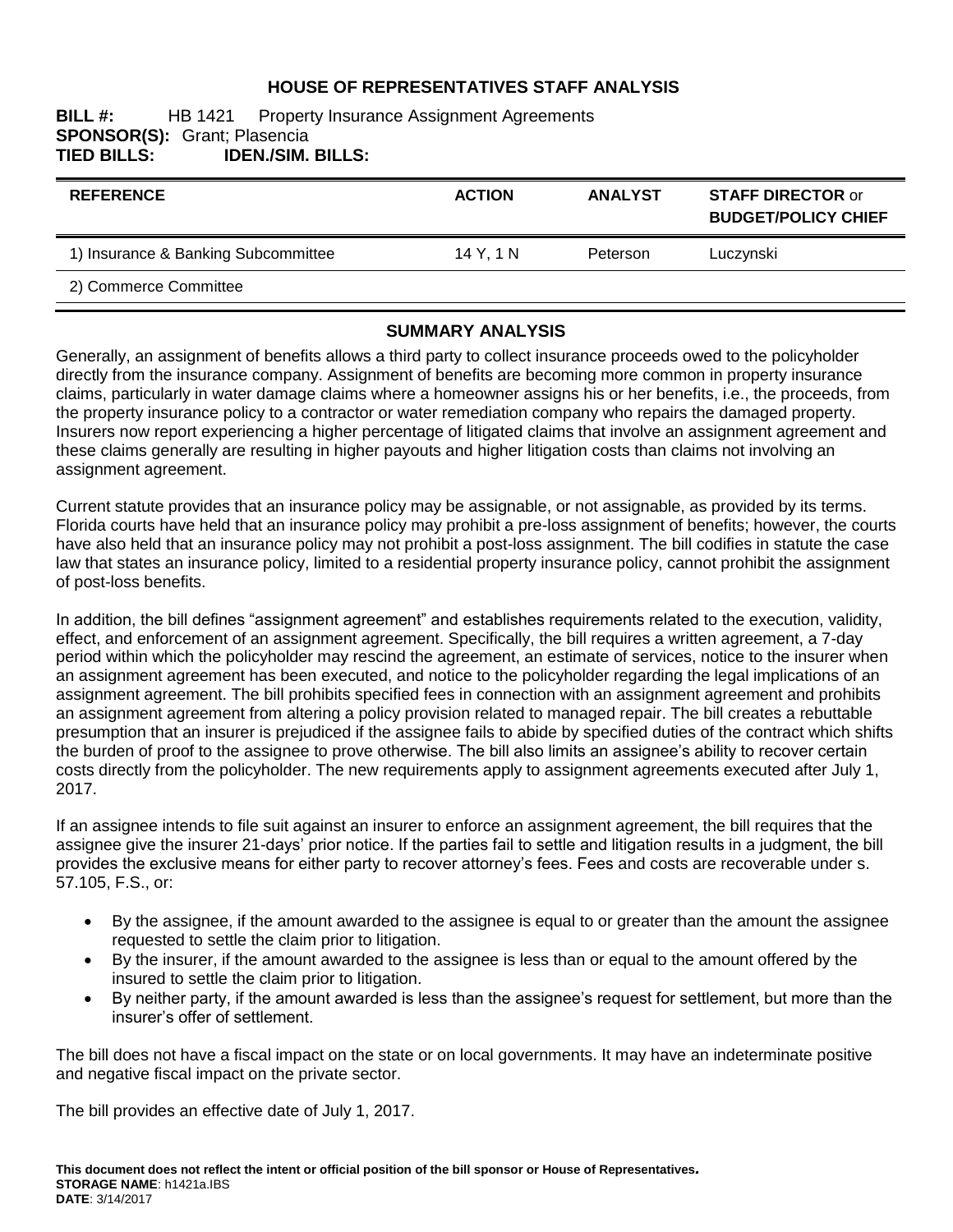# HOUSE OF REPRESENTATIVES STAFF ANALYSIS

**BILL #:** HB 1421 Property Insurance Assignment Agreements
**SPONSOR(S):** Grant; Plasencia
**TIED BILLS:** **IDEN./SIM. BILLS:**

| REFERENCE | ACTION | ANALYST | STAFF DIRECTOR or BUDGET/POLICY CHIEF |
|---|---|---|---|
| 1) Insurance & Banking Subcommittee | 14 Y, 1 N | Peterson | Luczynski |
| 2) Commerce Committee | | | |

## SUMMARY ANALYSIS

Generally, an assignment of benefits allows a third party to collect insurance proceeds owed to the policyholder directly from the insurance company. Assignment of benefits are becoming more common in property insurance claims, particularly in water damage claims where a homeowner assigns his or her benefits, i.e., the proceeds, from the property insurance policy to a contractor or water remediation company who repairs the damaged property. Insurers now report experiencing a higher percentage of litigated claims that involve an assignment agreement and these claims generally are resulting in higher payouts and higher litigation costs than claims not involving an assignment agreement.

Current statute provides that an insurance policy may be assignable, or not assignable, as provided by its terms. Florida courts have held that an insurance policy may prohibit a pre-loss assignment of benefits; however, the courts have also held that an insurance policy may not prohibit a post-loss assignment. The bill codifies in statute the case law that states an insurance policy, limited to a residential property insurance policy, cannot prohibit the assignment of post-loss benefits.

In addition, the bill defines "assignment agreement" and establishes requirements related to the execution, validity, effect, and enforcement of an assignment agreement. Specifically, the bill requires a written agreement, a 7-day period within which the policyholder may rescind the agreement, an estimate of services, notice to the insurer when an assignment agreement has been executed, and notice to the policyholder regarding the legal implications of an assignment agreement. The bill prohibits specified fees in connection with an assignment agreement and prohibits an assignment agreement from altering a policy provision related to managed repair. The bill creates a rebuttable presumption that an insurer is prejudiced if the assignee fails to abide by specified duties of the contract which shifts the burden of proof to the assignee to prove otherwise. The bill also limits an assignee's ability to recover certain costs directly from the policyholder. The new requirements apply to assignment agreements executed after July 1, 2017.

If an assignee intends to file suit against an insurer to enforce an assignment agreement, the bill requires that the assignee give the insurer 21-days' prior notice. If the parties fail to settle and litigation results in a judgment, the bill provides the exclusive means for either party to recover attorney's fees. Fees and costs are recoverable under s. 57.105, F.S., or:

- By the assignee, if the amount awarded to the assignee is equal to or greater than the amount the assignee requested to settle the claim prior to litigation.
- By the insurer, if the amount awarded to the assignee is less than or equal to the amount offered by the insured to settle the claim prior to litigation.
- By neither party, if the amount awarded is less than the assignee's request for settlement, but more than the insurer's offer of settlement.

The bill does not have a fiscal impact on the state or on local governments. It may have an indeterminate positive and negative fiscal impact on the private sector.

The bill provides an effective date of July 1, 2017.

**This document does not reflect the intent or official position of the bill sponsor or House of Representatives.**
**STORAGE NAME**: h1421a.IBS
**DATE**: 3/14/2017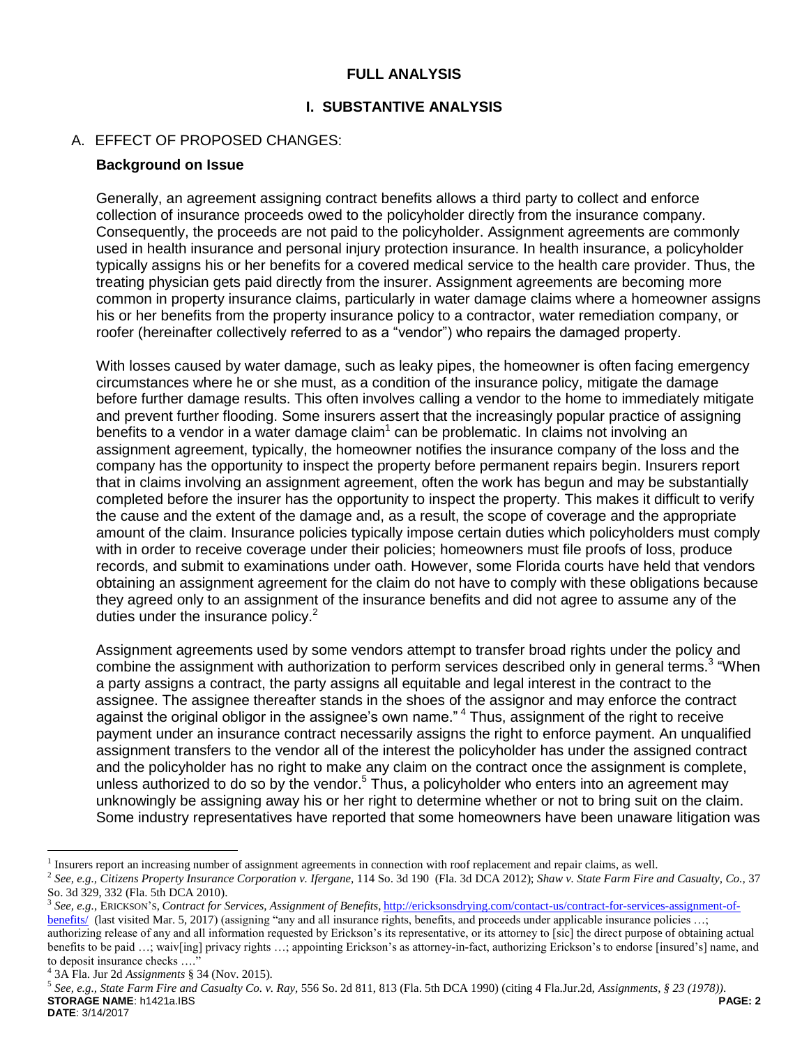## FULL ANALYSIS

## I. SUBSTANTIVE ANALYSIS

### A. EFFECT OF PROPOSED CHANGES:

**Background on Issue**

Generally, an agreement assigning contract benefits allows a third party to collect and enforce collection of insurance proceeds owed to the policyholder directly from the insurance company. Consequently, the proceeds are not paid to the policyholder. Assignment agreements are commonly used in health insurance and personal injury protection insurance. In health insurance, a policyholder typically assigns his or her benefits for a covered medical service to the health care provider. Thus, the treating physician gets paid directly from the insurer. Assignment agreements are becoming more common in property insurance claims, particularly in water damage claims where a homeowner assigns his or her benefits from the property insurance policy to a contractor, water remediation company, or roofer (hereinafter collectively referred to as a "vendor") who repairs the damaged property.

With losses caused by water damage, such as leaky pipes, the homeowner is often facing emergency circumstances where he or she must, as a condition of the insurance policy, mitigate the damage before further damage results. This often involves calling a vendor to the home to immediately mitigate and prevent further flooding. Some insurers assert that the increasingly popular practice of assigning benefits to a vendor in a water damage claim[1] can be problematic. In claims not involving an assignment agreement, typically, the homeowner notifies the insurance company of the loss and the company has the opportunity to inspect the property before permanent repairs begin. Insurers report that in claims involving an assignment agreement, often the work has begun and may be substantially completed before the insurer has the opportunity to inspect the property. This makes it difficult to verify the cause and the extent of the damage and, as a result, the scope of coverage and the appropriate amount of the claim. Insurance policies typically impose certain duties which policyholders must comply with in order to receive coverage under their policies; homeowners must file proofs of loss, produce records, and submit to examinations under oath. However, some Florida courts have held that vendors obtaining an assignment agreement for the claim do not have to comply with these obligations because they agreed only to an assignment of the insurance benefits and did not agree to assume any of the duties under the insurance policy.[2]

Assignment agreements used by some vendors attempt to transfer broad rights under the policy and combine the assignment with authorization to perform services described only in general terms.[3] "When a party assigns a contract, the party assigns all equitable and legal interest in the contract to the assignee. The assignee thereafter stands in the shoes of the assignor and may enforce the contract against the original obligor in the assignee's own name."[4] Thus, assignment of the right to receive payment under an insurance contract necessarily assigns the right to enforce payment. An unqualified assignment transfers to the vendor all of the interest the policyholder has under the assigned contract and the policyholder has no right to make any claim on the contract once the assignment is complete, unless authorized to do so by the vendor.[5] Thus, a policyholder who enters into an agreement may unknowingly be assigning away his or her right to determine whether or not to bring suit on the claim. Some industry representatives have reported that some homeowners have been unaware litigation was

---

[1] Insurers report an increasing number of assignment agreements in connection with roof replacement and repair claims, as well.

[2] *See, e.g., Citizens Property Insurance Corporation v. Ifergane,* 114 So. 3d 190 (Fla. 3d DCA 2012); *Shaw v. State Farm Fire and Casualty, Co.,* 37 So. 3d 329, 332 (Fla. 5th DCA 2010).

[3] *See, e.g.,* ERICKSON's, *Contract for Services, Assignment of Benefits,* http://ericksonsdrying.com/contact-us/contract-for-services-assignment-of-benefits/ (last visited Mar. 5, 2017) (assigning "any and all insurance rights, benefits, and proceeds under applicable insurance policies …; authorizing release of any and all information requested by Erickson's its representative, or its attorney to [sic] the direct purpose of obtaining actual benefits to be paid …; waiv[ing] privacy rights …; appointing Erickson's as attorney-in-fact, authorizing Erickson's to endorse [insured's] name, and to deposit insurance checks …."

[4] 3A Fla. Jur 2d *Assignments* § 34 (Nov. 2015).

[5] *See, e.g., State Farm Fire and Casualty Co. v. Ray,* 556 So. 2d 811, 813 (Fla. 5th DCA 1990) (citing 4 Fla.Jur.2d, *Assignments, § 23 (1978)).*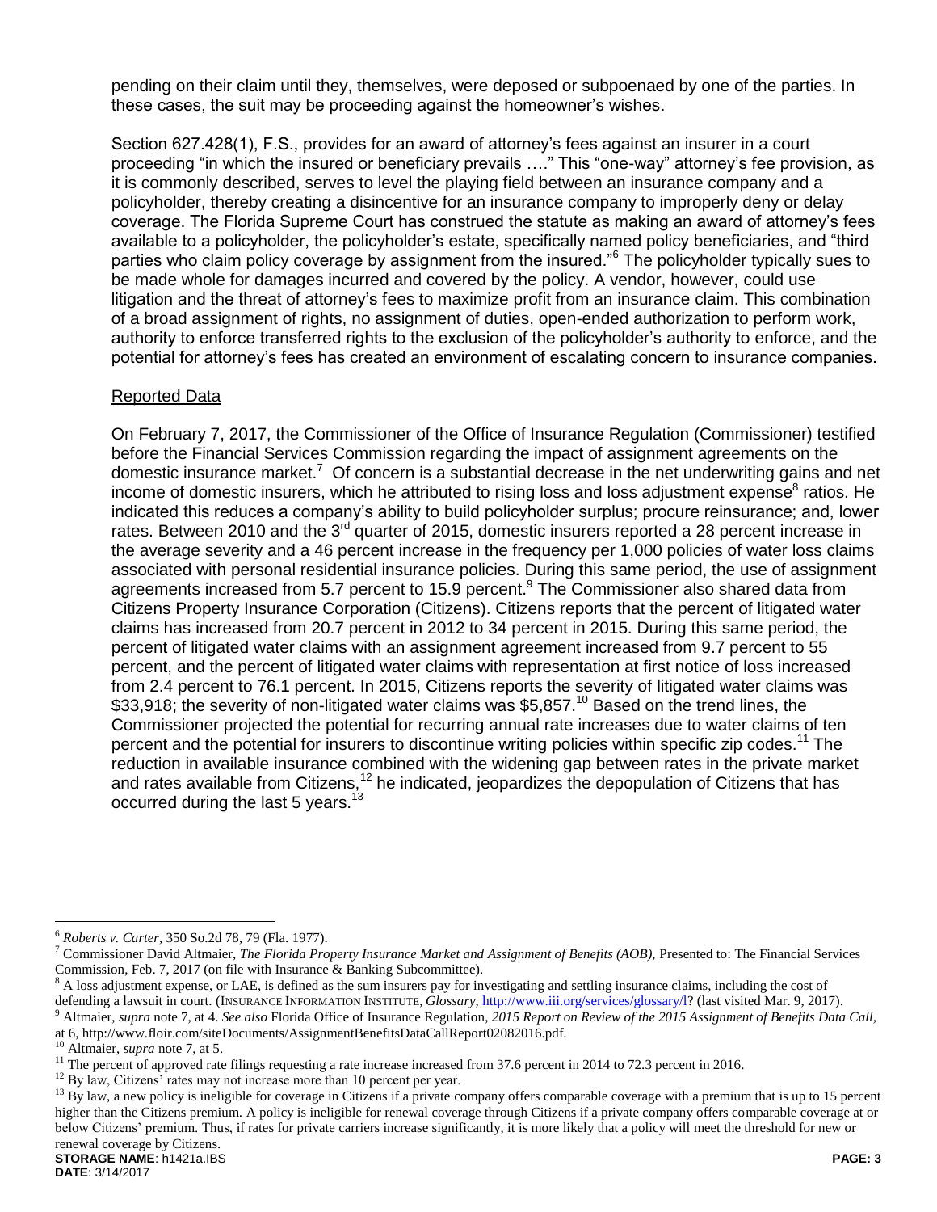pending on their claim until they, themselves, were deposed or subpoenaed by one of the parties. In these cases, the suit may be proceeding against the homeowner's wishes.

Section 627.428(1), F.S., provides for an award of attorney's fees against an insurer in a court proceeding "in which the insured or beneficiary prevails …." This "one-way" attorney's fee provision, as it is commonly described, serves to level the playing field between an insurance company and a policyholder, thereby creating a disincentive for an insurance company to improperly deny or delay coverage. The Florida Supreme Court has construed the statute as making an award of attorney's fees available to a policyholder, the policyholder's estate, specifically named policy beneficiaries, and "third parties who claim policy coverage by assignment from the insured."[6] The policyholder typically sues to be made whole for damages incurred and covered by the policy. A vendor, however, could use litigation and the threat of attorney's fees to maximize profit from an insurance claim. This combination of a broad assignment of rights, no assignment of duties, open-ended authorization to perform work, authority to enforce transferred rights to the exclusion of the policyholder's authority to enforce, and the potential for attorney's fees has created an environment of escalating concern to insurance companies.

<u>Reported Data</u>

On February 7, 2017, the Commissioner of the Office of Insurance Regulation (Commissioner) testified before the Financial Services Commission regarding the impact of assignment agreements on the domestic insurance market.[7] Of concern is a substantial decrease in the net underwriting gains and net income of domestic insurers, which he attributed to rising loss and loss adjustment expense[8] ratios. He indicated this reduces a company's ability to build policyholder surplus; procure reinsurance; and, lower rates. Between 2010 and the 3rd quarter of 2015, domestic insurers reported a 28 percent increase in the average severity and a 46 percent increase in the frequency per 1,000 policies of water loss claims associated with personal residential insurance policies. During this same period, the use of assignment agreements increased from 5.7 percent to 15.9 percent.[9] The Commissioner also shared data from Citizens Property Insurance Corporation (Citizens). Citizens reports that the percent of litigated water claims has increased from 20.7 percent in 2012 to 34 percent in 2015. During this same period, the percent of litigated water claims with an assignment agreement increased from 9.7 percent to 55 percent, and the percent of litigated water claims with representation at first notice of loss increased from 2.4 percent to 76.1 percent. In 2015, Citizens reports the severity of litigated water claims was $33,918; the severity of non-litigated water claims was $5,857.[10] Based on the trend lines, the Commissioner projected the potential for recurring annual rate increases due to water claims of ten percent and the potential for insurers to discontinue writing policies within specific zip codes.[11] The reduction in available insurance combined with the widening gap between rates in the private market and rates available from Citizens,[12] he indicated, jeopardizes the depopulation of Citizens that has occurred during the last 5 years.[13]

---

[6] *Roberts v. Carter*, 350 So.2d 78, 79 (Fla. 1977).

[7] Commissioner David Altmaier, *The Florida Property Insurance Market and Assignment of Benefits (AOB)*, Presented to: The Financial Services Commission, Feb. 7, 2017 (on file with Insurance & Banking Subcommittee).

[8] A loss adjustment expense, or LAE, is defined as the sum insurers pay for investigating and settling insurance claims, including the cost of defending a lawsuit in court. (INSURANCE INFORMATION INSTITUTE, *Glossary*, http://www.iii.org/services/glossary/l? (last visited Mar. 9, 2017).

[9] Altmaier, *supra* note 7, at 4. *See also* Florida Office of Insurance Regulation, *2015 Report on Review of the 2015 Assignment of Benefits Data Call*, at 6, http://www.floir.com/siteDocuments/AssignmentBenefitsDataCallReport02082016.pdf.

[10] Altmaier, *supra* note 7, at 5.

[11] The percent of approved rate filings requesting a rate increase increased from 37.6 percent in 2014 to 72.3 percent in 2016.

[12] By law, Citizens' rates may not increase more than 10 percent per year.

[13] By law, a new policy is ineligible for coverage in Citizens if a private company offers comparable coverage with a premium that is up to 15 percent higher than the Citizens premium. A policy is ineligible for renewal coverage through Citizens if a private company offers comparable coverage at or below Citizens' premium. Thus, if rates for private carriers increase significantly, it is more likely that a policy will meet the threshold for new or renewal coverage by Citizens.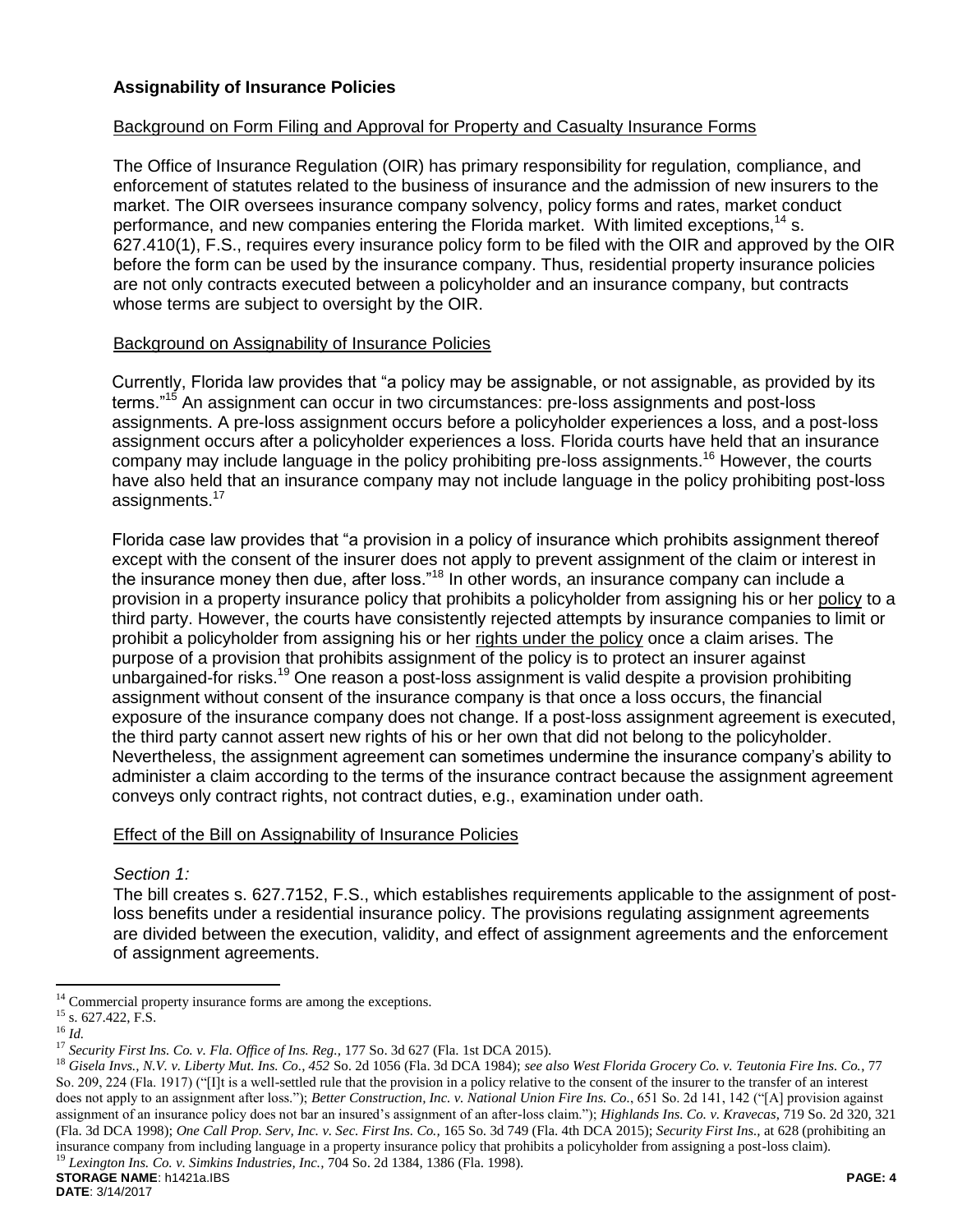### **Assignability of Insurance Policies**

Background on Form Filing and Approval for Property and Casualty Insurance Forms

The Office of Insurance Regulation (OIR) has primary responsibility for regulation, compliance, and enforcement of statutes related to the business of insurance and the admission of new insurers to the market. The OIR oversees insurance company solvency, policy forms and rates, market conduct performance, and new companies entering the Florida market. With limited exceptions,[14] s. 627.410(1), F.S., requires every insurance policy form to be filed with the OIR and approved by the OIR before the form can be used by the insurance company. Thus, residential property insurance policies are not only contracts executed between a policyholder and an insurance company, but contracts whose terms are subject to oversight by the OIR.

Background on Assignability of Insurance Policies

Currently, Florida law provides that "a policy may be assignable, or not assignable, as provided by its terms."[15] An assignment can occur in two circumstances: pre-loss assignments and post-loss assignments. A pre-loss assignment occurs before a policyholder experiences a loss, and a post-loss assignment occurs after a policyholder experiences a loss. Florida courts have held that an insurance company may include language in the policy prohibiting pre-loss assignments.[16] However, the courts have also held that an insurance company may not include language in the policy prohibiting post-loss assignments.[17]

Florida case law provides that "a provision in a policy of insurance which prohibits assignment thereof except with the consent of the insurer does not apply to prevent assignment of the claim or interest in the insurance money then due, after loss."[18] In other words, an insurance company can include a provision in a property insurance policy that prohibits a policyholder from assigning his or her policy to a third party. However, the courts have consistently rejected attempts by insurance companies to limit or prohibit a policyholder from assigning his or her rights under the policy once a claim arises. The purpose of a provision that prohibits assignment of the policy is to protect an insurer against unbargained-for risks.[19] One reason a post-loss assignment is valid despite a provision prohibiting assignment without consent of the insurance company is that once a loss occurs, the financial exposure of the insurance company does not change. If a post-loss assignment agreement is executed, the third party cannot assert new rights of his or her own that did not belong to the policyholder. Nevertheless, the assignment agreement can sometimes undermine the insurance company's ability to administer a claim according to the terms of the insurance contract because the assignment agreement conveys only contract rights, not contract duties, e.g., examination under oath.

Effect of the Bill on Assignability of Insurance Policies

*Section 1:*
The bill creates s. 627.7152, F.S., which establishes requirements applicable to the assignment of post-loss benefits under a residential insurance policy. The provisions regulating assignment agreements are divided between the execution, validity, and effect of assignment agreements and the enforcement of assignment agreements.

---

[14] Commercial property insurance forms are among the exceptions.

[15] s. 627.422, F.S.

[16] *Id.*

[17] *Security First Ins. Co. v. Fla. Office of Ins. Reg.,* 177 So. 3d 627 (Fla. 1st DCA 2015).

[18] *Gisela Invs., N.V. v. Liberty Mut. Ins. Co., 452* So. 2d 1056 (Fla. 3d DCA 1984); *see also West Florida Grocery Co. v. Teutonia Fire Ins. Co.*, 77 So. 209, 224 (Fla. 1917) ("[I]t is a well-settled rule that the provision in a policy relative to the consent of the insurer to the transfer of an interest does not apply to an assignment after loss."); *Better Construction, Inc. v. National Union Fire Ins. Co.*, 651 So. 2d 141, 142 ("[A] provision against assignment of an insurance policy does not bar an insured's assignment of an after-loss claim."); *Highlands Ins. Co. v. Kravecas*, 719 So. 2d 320, 321 (Fla. 3d DCA 1998); *One Call Prop. Serv, Inc. v. Sec. First Ins. Co.,* 165 So. 3d 749 (Fla. 4th DCA 2015); *Security First Ins.*, at 628 (prohibiting an insurance company from including language in a property insurance policy that prohibits a policyholder from assigning a post-loss claim).

[19] *Lexington Ins. Co. v. Simkins Industries, Inc.,* 704 So. 2d 1384, 1386 (Fla. 1998).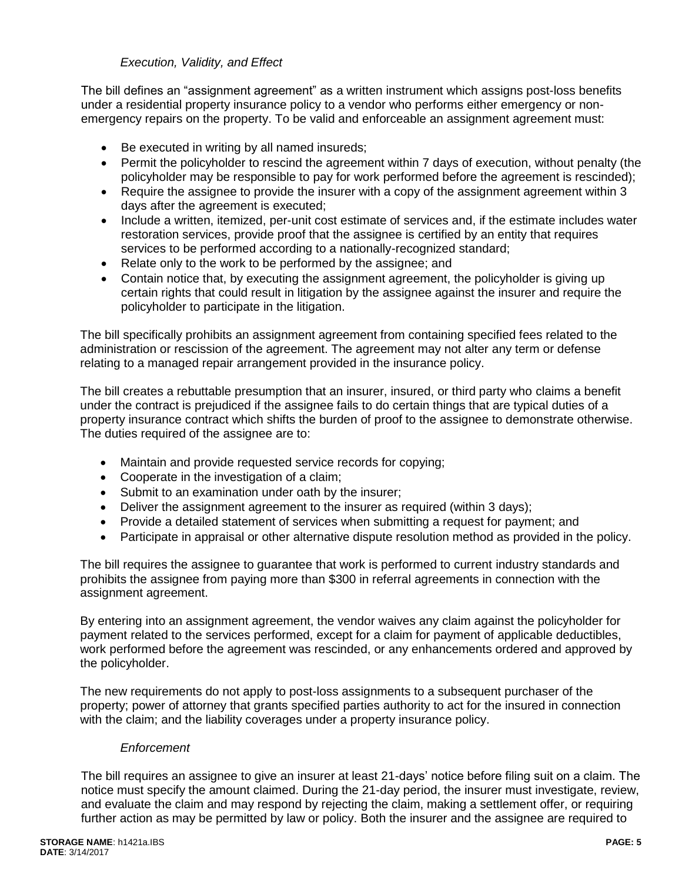*Execution, Validity, and Effect*

The bill defines an "assignment agreement" as a written instrument which assigns post-loss benefits under a residential property insurance policy to a vendor who performs either emergency or non-emergency repairs on the property. To be valid and enforceable an assignment agreement must:

- Be executed in writing by all named insureds;
- Permit the policyholder to rescind the agreement within 7 days of execution, without penalty (the policyholder may be responsible to pay for work performed before the agreement is rescinded);
- Require the assignee to provide the insurer with a copy of the assignment agreement within 3 days after the agreement is executed;
- Include a written, itemized, per-unit cost estimate of services and, if the estimate includes water restoration services, provide proof that the assignee is certified by an entity that requires services to be performed according to a nationally-recognized standard;
- Relate only to the work to be performed by the assignee; and
- Contain notice that, by executing the assignment agreement, the policyholder is giving up certain rights that could result in litigation by the assignee against the insurer and require the policyholder to participate in the litigation.

The bill specifically prohibits an assignment agreement from containing specified fees related to the administration or rescission of the agreement. The agreement may not alter any term or defense relating to a managed repair arrangement provided in the insurance policy.

The bill creates a rebuttable presumption that an insurer, insured, or third party who claims a benefit under the contract is prejudiced if the assignee fails to do certain things that are typical duties of a property insurance contract which shifts the burden of proof to the assignee to demonstrate otherwise. The duties required of the assignee are to:

- Maintain and provide requested service records for copying;
- Cooperate in the investigation of a claim;
- Submit to an examination under oath by the insurer;
- Deliver the assignment agreement to the insurer as required (within 3 days);
- Provide a detailed statement of services when submitting a request for payment; and
- Participate in appraisal or other alternative dispute resolution method as provided in the policy.

The bill requires the assignee to guarantee that work is performed to current industry standards and prohibits the assignee from paying more than $300 in referral agreements in connection with the assignment agreement.

By entering into an assignment agreement, the vendor waives any claim against the policyholder for payment related to the services performed, except for a claim for payment of applicable deductibles, work performed before the agreement was rescinded, or any enhancements ordered and approved by the policyholder.

The new requirements do not apply to post-loss assignments to a subsequent purchaser of the property; power of attorney that grants specified parties authority to act for the insured in connection with the claim; and the liability coverages under a property insurance policy.

*Enforcement*

The bill requires an assignee to give an insurer at least 21-days' notice before filing suit on a claim. The notice must specify the amount claimed. During the 21-day period, the insurer must investigate, review, and evaluate the claim and may respond by rejecting the claim, making a settlement offer, or requiring further action as may be permitted by law or policy. Both the insurer and the assignee are required to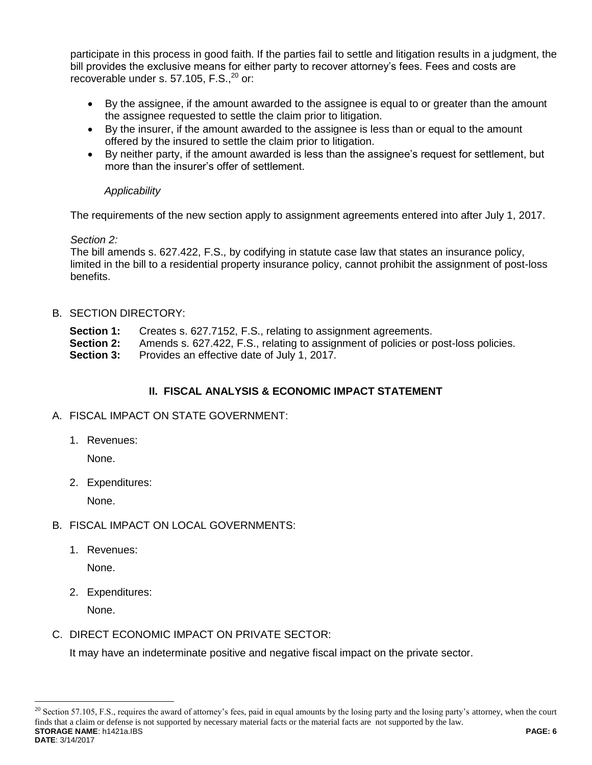participate in this process in good faith. If the parties fail to settle and litigation results in a judgment, the bill provides the exclusive means for either party to recover attorney's fees. Fees and costs are recoverable under s. 57.105, F.S.,[20] or:

- By the assignee, if the amount awarded to the assignee is equal to or greater than the amount the assignee requested to settle the claim prior to litigation.
- By the insurer, if the amount awarded to the assignee is less than or equal to the amount offered by the insured to settle the claim prior to litigation.
- By neither party, if the amount awarded is less than the assignee's request for settlement, but more than the insurer's offer of settlement.

*Applicability*

The requirements of the new section apply to assignment agreements entered into after July 1, 2017.

*Section 2:*
The bill amends s. 627.422, F.S., by codifying in statute case law that states an insurance policy, limited in the bill to a residential property insurance policy, cannot prohibit the assignment of post-loss benefits.

B. SECTION DIRECTORY:

**Section 1:** Creates s. 627.7152, F.S., relating to assignment agreements.
**Section 2:** Amends s. 627.422, F.S., relating to assignment of policies or post-loss policies.
**Section 3:** Provides an effective date of July 1, 2017.

## II. FISCAL ANALYSIS & ECONOMIC IMPACT STATEMENT

A. FISCAL IMPACT ON STATE GOVERNMENT:

1. Revenues:

   None.

2. Expenditures:

   None.

B. FISCAL IMPACT ON LOCAL GOVERNMENTS:

1. Revenues:

   None.

2. Expenditures:

   None.

C. DIRECT ECONOMIC IMPACT ON PRIVATE SECTOR:

It may have an indeterminate positive and negative fiscal impact on the private sector.

[20] Section 57.105, F.S., requires the award of attorney's fees, paid in equal amounts by the losing party and the losing party's attorney, when the court finds that a claim or defense is not supported by necessary material facts or the material facts are not supported by the law.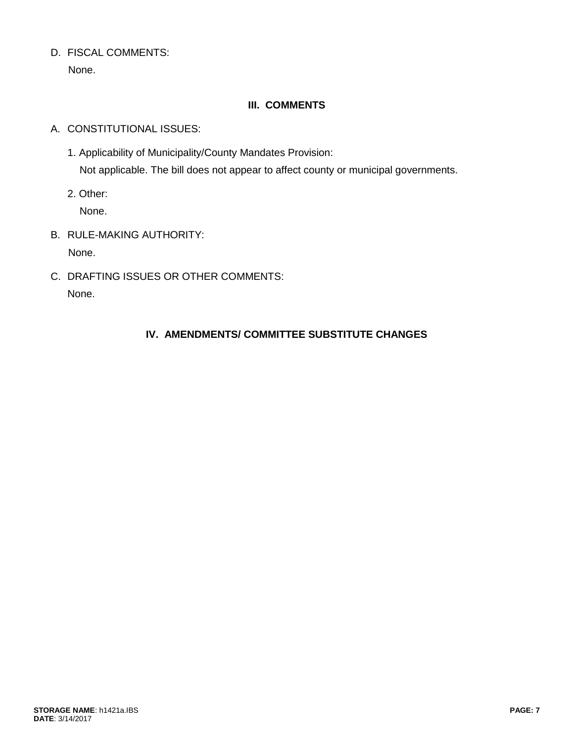D. FISCAL COMMENTS:

None.

## III. COMMENTS

A. CONSTITUTIONAL ISSUES:

1. Applicability of Municipality/County Mandates Provision:

   Not applicable. The bill does not appear to affect county or municipal governments.

2. Other:

   None.

B. RULE-MAKING AUTHORITY:

None.

C. DRAFTING ISSUES OR OTHER COMMENTS:

None.

## IV. AMENDMENTS/ COMMITTEE SUBSTITUTE CHANGES